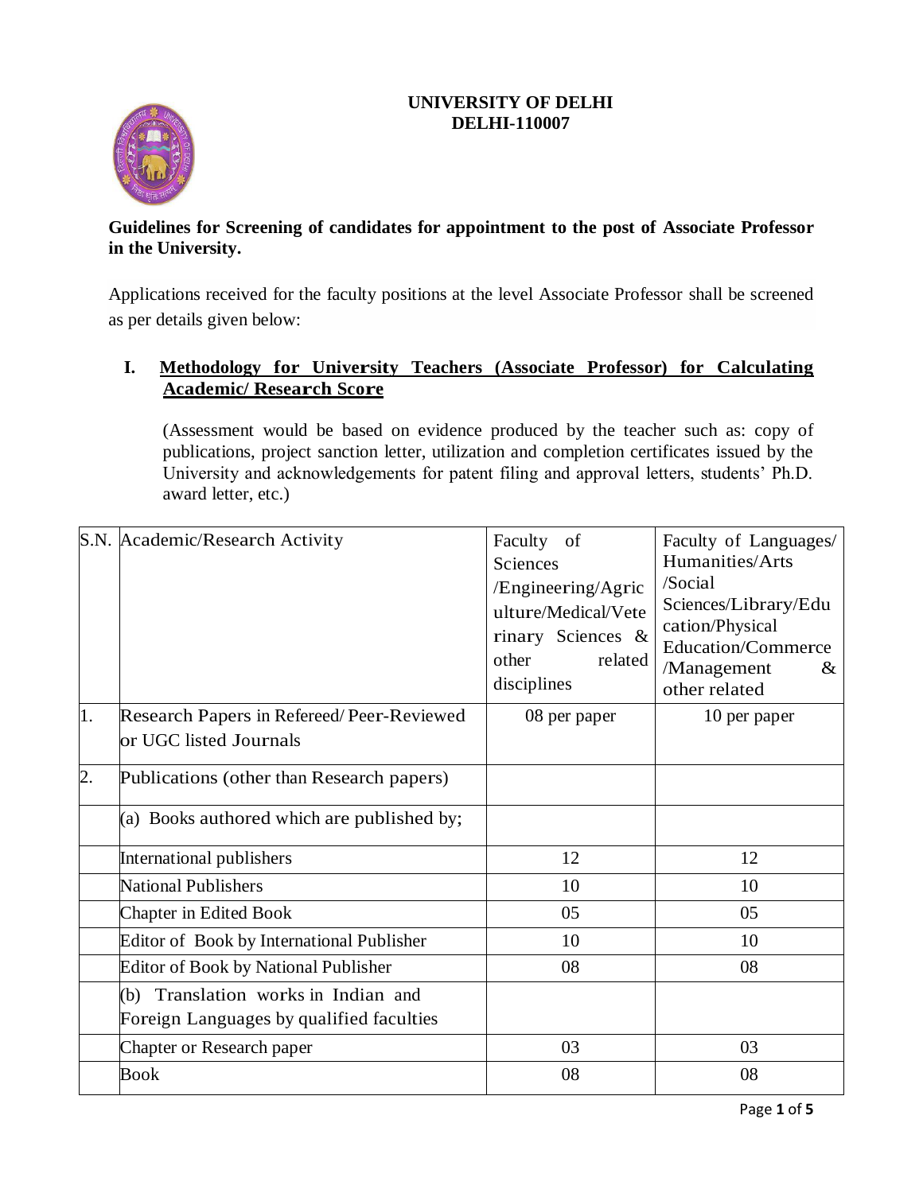**UNIVERSITY OF DELHI**
**DELHI-110007**

**Guidelines for Screening of candidates for appointment to the post of Associate Professor in the University.**

Applications received for the faculty positions at the level Associate Professor shall be screened as per details given below:

## I. Methodology for University Teachers (Associate Professor) for Calculating Academic/ Research Score

(Assessment would be based on evidence produced by the teacher such as: copy of publications, project sanction letter, utilization and completion certificates issued by the University and acknowledgements for patent filing and approval letters, students' Ph.D. award letter, etc.)

| S.N. | Academic/Research Activity | Faculty of Sciences /Engineering/Agriculture/Medical/Veterinary Sciences & other related disciplines | Faculty of Languages/ Humanities/Arts /Social Sciences/Library/Education/Physical Education/Commerce /Management & other related |
|---|---|---|---|
| 1. | Research Papers in Refereed/ Peer-Reviewed or UGC listed Journals | 08 per paper | 10 per paper |
| 2. | Publications (other than Research papers) | | |
| | (a) Books authored which are published by; | | |
| | International publishers | 12 | 12 |
| | National Publishers | 10 | 10 |
| | Chapter in Edited Book | 05 | 05 |
| | Editor of Book by International Publisher | 10 | 10 |
| | Editor of Book by National Publisher | 08 | 08 |
| | (b) Translation works in Indian and Foreign Languages by qualified faculties | | |
| | Chapter or Research paper | 03 | 03 |
| | Book | 08 | 08 |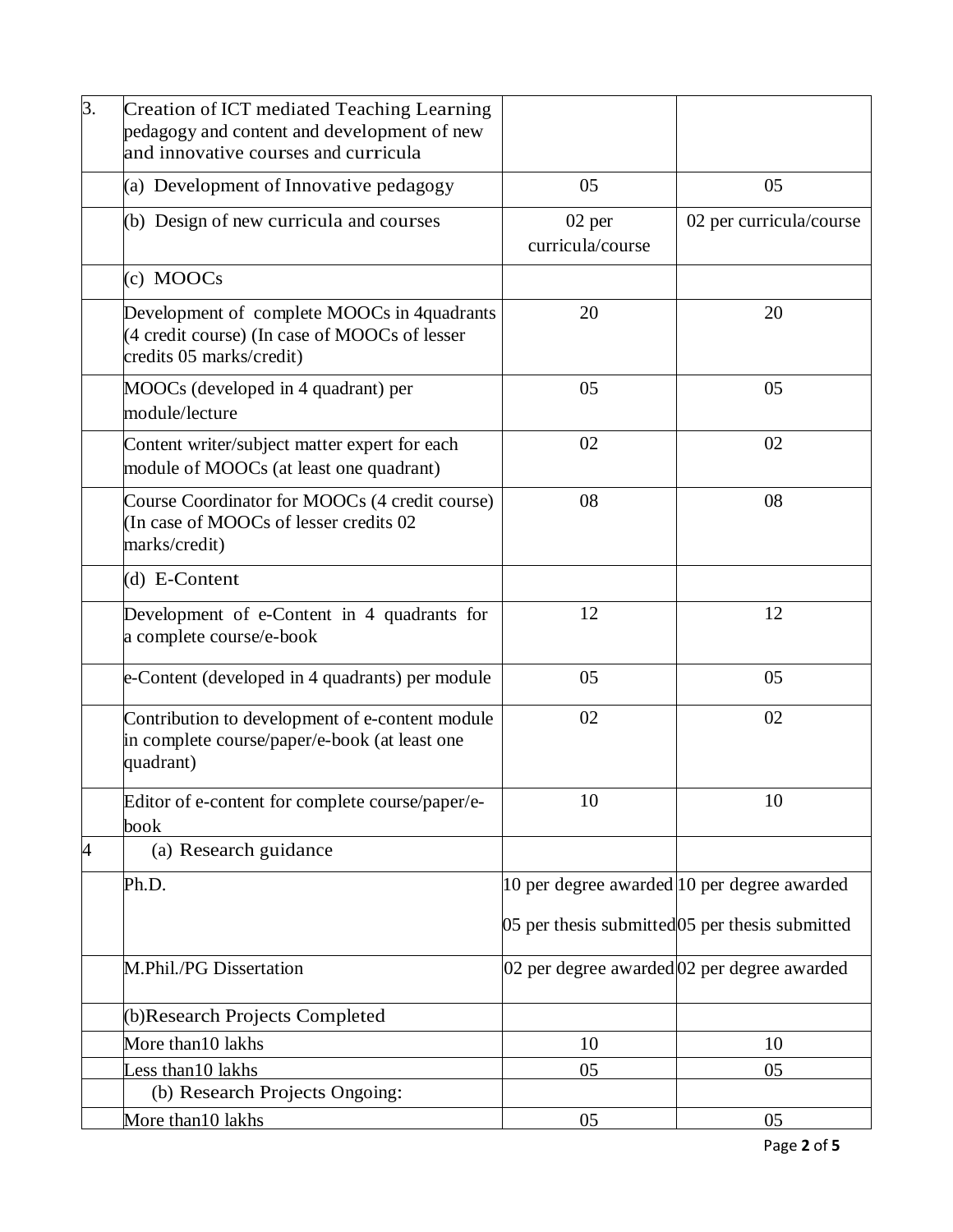| 3. | Creation of ICT mediated Teaching Learning pedagogy and content and development of new and innovative courses and curricula | | |
|---|---|---|---|
| | (a) Development of Innovative pedagogy | 05 | 05 |
| | (b) Design of new curricula and courses | 02 per curricula/course | 02 per curricula/course |
| | (c) MOOCs | | |
| | Development of complete MOOCs in 4quadrants (4 credit course) (In case of MOOCs of lesser credits 05 marks/credit) | 20 | 20 |
| | MOOCs (developed in 4 quadrant) per module/lecture | 05 | 05 |
| | Content writer/subject matter expert for each module of MOOCs (at least one quadrant) | 02 | 02 |
| | Course Coordinator for MOOCs (4 credit course) (In case of MOOCs of lesser credits 02 marks/credit) | 08 | 08 |
| | (d) E-Content | | |
| | Development of e-Content in 4 quadrants for a complete course/e-book | 12 | 12 |
| | e-Content (developed in 4 quadrants) per module | 05 | 05 |
| | Contribution to development of e-content module in complete course/paper/e-book (at least one quadrant) | 02 | 02 |
| | Editor of e-content for complete course/paper/e-book | 10 | 10 |
| 4 | (a) Research guidance | | |
| | Ph.D. | 10 per degree awarded<br>05 per thesis submitted | 10 per degree awarded<br>05 per thesis submitted |
| | M.Phil./PG Dissertation | 02 per degree awarded | 02 per degree awarded |
| | (b)Research Projects Completed | | |
| | More than10 lakhs | 10 | 10 |
| | Less than10 lakhs | 05 | 05 |
| | (b) Research Projects Ongoing: | | |
| | More than10 lakhs | 05 | 05 |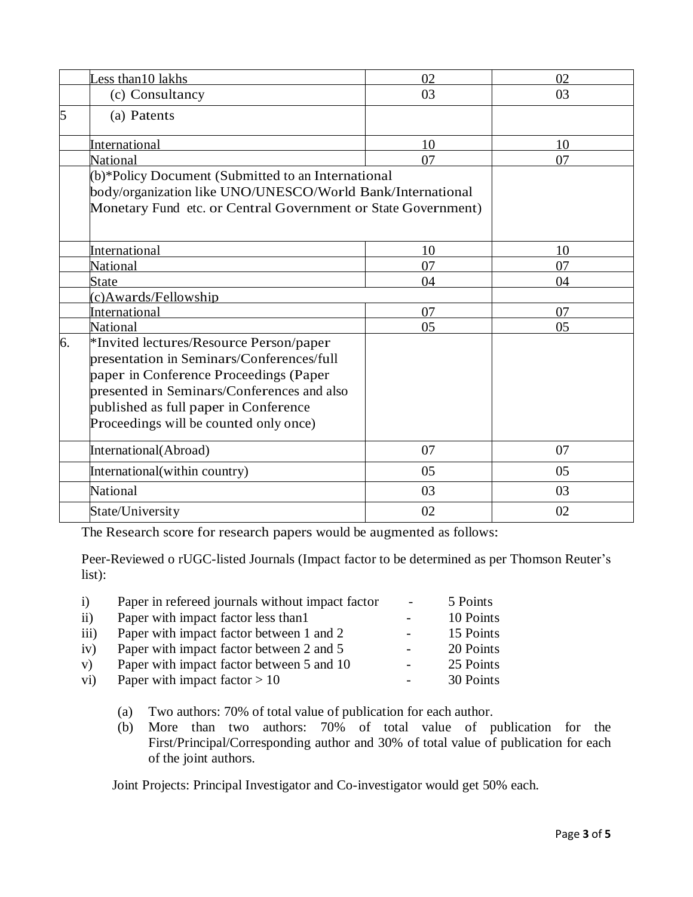| | | | |
|---|---|---|---|
| | Less than10 lakhs | 02 | 02 |
| | (c) Consultancy | 03 | 03 |
| 5 | (a) Patents | | |
| | International | 10 | 10 |
| | National | 07 | 07 |
| | (b)*Policy Document (Submitted to an International body/organization like UNO/UNESCO/World Bank/International Monetary Fund etc. or Central Government or State Government) | | |
| | International | 10 | 10 |
| | National | 07 | 07 |
| | State | 04 | 04 |
| | (c)Awards/Fellowship | | |
| | International | 07 | 07 |
| | National | 05 | 05 |
| 6. | *Invited lectures/Resource Person/paper presentation in Seminars/Conferences/full paper in Conference Proceedings (Paper presented in Seminars/Conferences and also published as full paper in Conference Proceedings will be counted only once) | | |
| | International(Abroad) | 07 | 07 |
| | International(within country) | 05 | 05 |
| | National | 03 | 03 |
| | State/University | 02 | 02 |

The Research score for research papers would be augmented as follows:

Peer-Reviewed o rUGC-listed Journals (Impact factor to be determined as per Thomson Reuter's list):

i) Paper in refereed journals without impact factor - 5 Points
ii) Paper with impact factor less than1 - 10 Points
iii) Paper with impact factor between 1 and 2 - 15 Points
iv) Paper with impact factor between 2 and 5 - 20 Points
v) Paper with impact factor between 5 and 10 - 25 Points
vi) Paper with impact factor > 10 - 30 Points

(a) Two authors: 70% of total value of publication for each author.
(b) More than two authors: 70% of total value of publication for the First/Principal/Corresponding author and 30% of total value of publication for each of the joint authors.

Joint Projects: Principal Investigator and Co-investigator would get 50% each.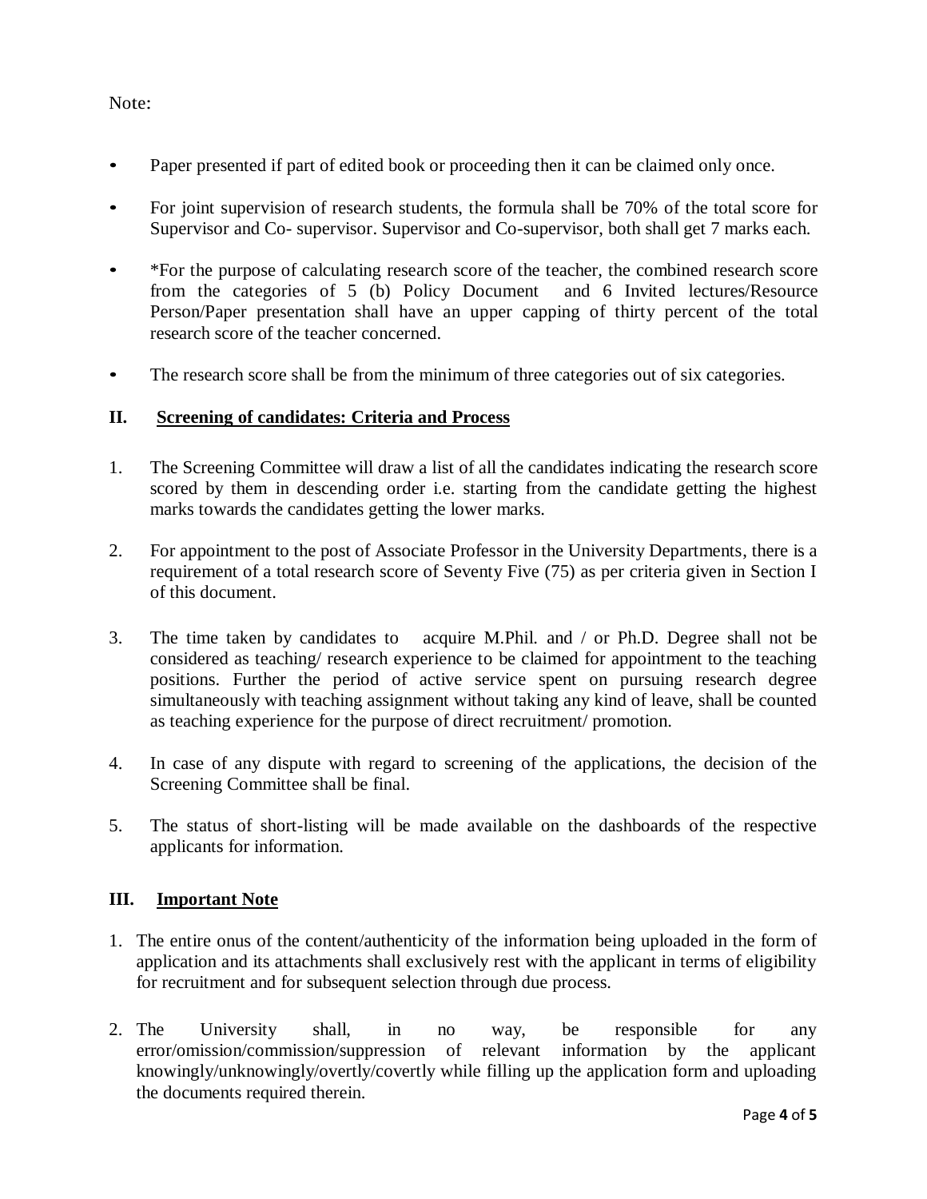Note:

- Paper presented if part of edited book or proceeding then it can be claimed only once.
- For joint supervision of research students, the formula shall be 70% of the total score for Supervisor and Co- supervisor. Supervisor and Co-supervisor, both shall get 7 marks each.
- *For the purpose of calculating research score of the teacher, the combined research score from the categories of 5 (b) Policy Document and 6 Invited lectures/Resource Person/Paper presentation shall have an upper capping of thirty percent of the total research score of the teacher concerned.
- The research score shall be from the minimum of three categories out of six categories.

## II. Screening of candidates: Criteria and Process

1. The Screening Committee will draw a list of all the candidates indicating the research score scored by them in descending order i.e. starting from the candidate getting the highest marks towards the candidates getting the lower marks.
2. For appointment to the post of Associate Professor in the University Departments, there is a requirement of a total research score of Seventy Five (75) as per criteria given in Section I of this document.
3. The time taken by candidates to acquire M.Phil. and / or Ph.D. Degree shall not be considered as teaching/ research experience to be claimed for appointment to the teaching positions. Further the period of active service spent on pursuing research degree simultaneously with teaching assignment without taking any kind of leave, shall be counted as teaching experience for the purpose of direct recruitment/ promotion.
4. In case of any dispute with regard to screening of the applications, the decision of the Screening Committee shall be final.
5. The status of short-listing will be made available on the dashboards of the respective applicants for information.

## III. Important Note

1. The entire onus of the content/authenticity of the information being uploaded in the form of application and its attachments shall exclusively rest with the applicant in terms of eligibility for recruitment and for subsequent selection through due process.
2. The University shall, in no way, be responsible for any error/omission/commission/suppression of relevant information by the applicant knowingly/unknowingly/overtly/covertly while filling up the application form and uploading the documents required therein.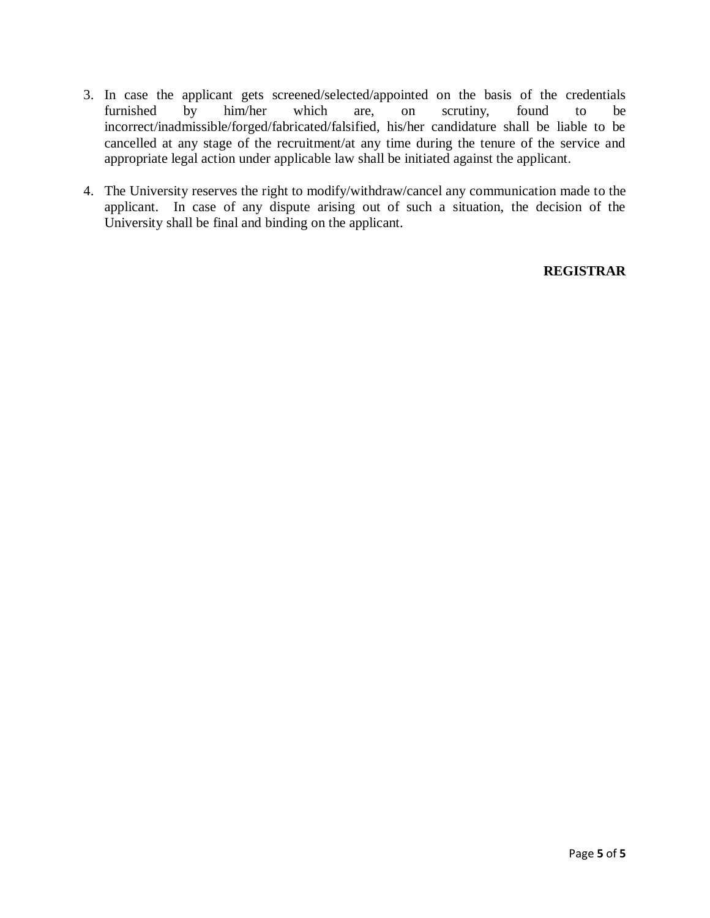3. In case the applicant gets screened/selected/appointed on the basis of the credentials furnished by him/her which are, on scrutiny, found to be incorrect/inadmissible/forged/fabricated/falsified, his/her candidature shall be liable to be cancelled at any stage of the recruitment/at any time during the tenure of the service and appropriate legal action under applicable law shall be initiated against the applicant.

4. The University reserves the right to modify/withdraw/cancel any communication made to the applicant. In case of any dispute arising out of such a situation, the decision of the University shall be final and binding on the applicant.

**REGISTRAR**